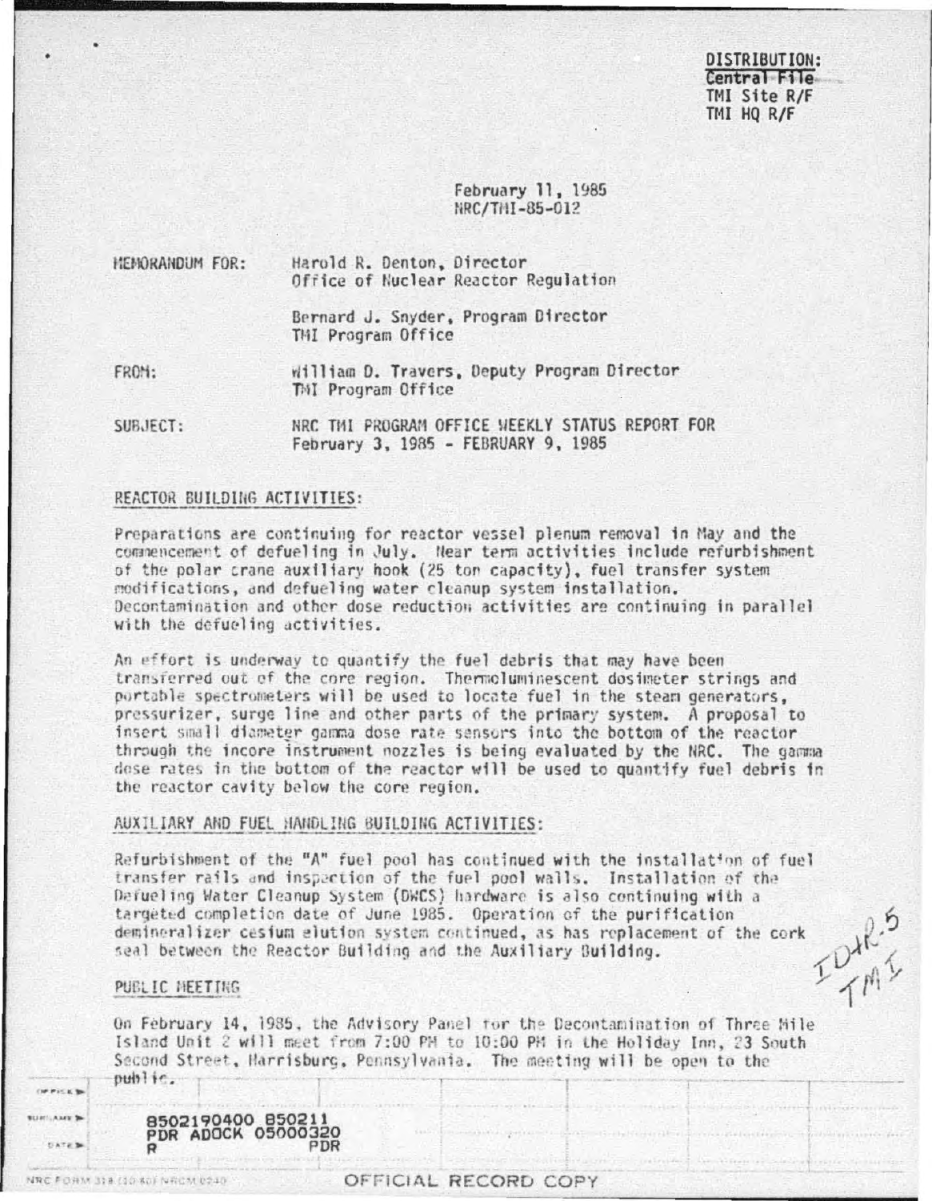DISTRIBUTION:
Central File
TMI Site R/F
TMI HQ R/F

February 11, 1985
NRC/TMI-85-012

MEMORANDUM FOR: Harold R. Denton, Director
Office of Nuclear Reactor Regulation

Bernard J. Snyder, Program Director
TMI Program Office

FROM: William D. Travers, Deputy Program Director
TMI Program Office

SUBJECT: NRC TMI PROGRAM OFFICE WEEKLY STATUS REPORT FOR
February 3, 1985 - FEBRUARY 9, 1985

## REACTOR BUILDING ACTIVITIES:

Preparations are continuing for reactor vessel plenum removal in May and the commencement of defueling in July. Near term activities include refurbishment of the polar crane auxiliary hook (25 ton capacity), fuel transfer system modifications, and defueling water cleanup system installation. Decontamination and other dose reduction activities are continuing in parallel with the defueling activities.

An effort is underway to quantify the fuel debris that may have been transferred out of the core region. Thermoluminescent dosimeter strings and portable spectrometers will be used to locate fuel in the steam generators, pressurizer, surge line and other parts of the primary system. A proposal to insert small diameter gamma dose rate sensors into the bottom of the reactor through the incore instrument nozzles is being evaluated by the NRC. The gamma dose rates in the bottom of the reactor will be used to quantify fuel debris in the reactor cavity below the core region.

## AUXILIARY AND FUEL HANDLING BUILDING ACTIVITIES:

Refurbishment of the "A" fuel pool has continued with the installation of fuel transfer rails and inspection of the fuel pool walls. Installation of the Defueling Water Cleanup System (DWCS) hardware is also continuing with a targeted completion date of June 1985. Operation of the purification demineralizer cesium elution system continued, as has replacement of the cork seal between the Reactor Building and the Auxiliary Building.

IDHR-5
TMI

## PUBLIC MEETING

On February 14, 1985, the Advisory Panel for the Decontamination of Three Mile Island Unit 2 will meet from 7:00 PM to 10:00 PM in the Holiday Inn, 23 South Second Street, Harrisburg, Pennsylvania. The meeting will be open to the public.

8502190400 850211
PDR ADOCK 05000320
R PDR

NRC FORM 318 (10-80) NRCM 0240

OFFICIAL RECORD COPY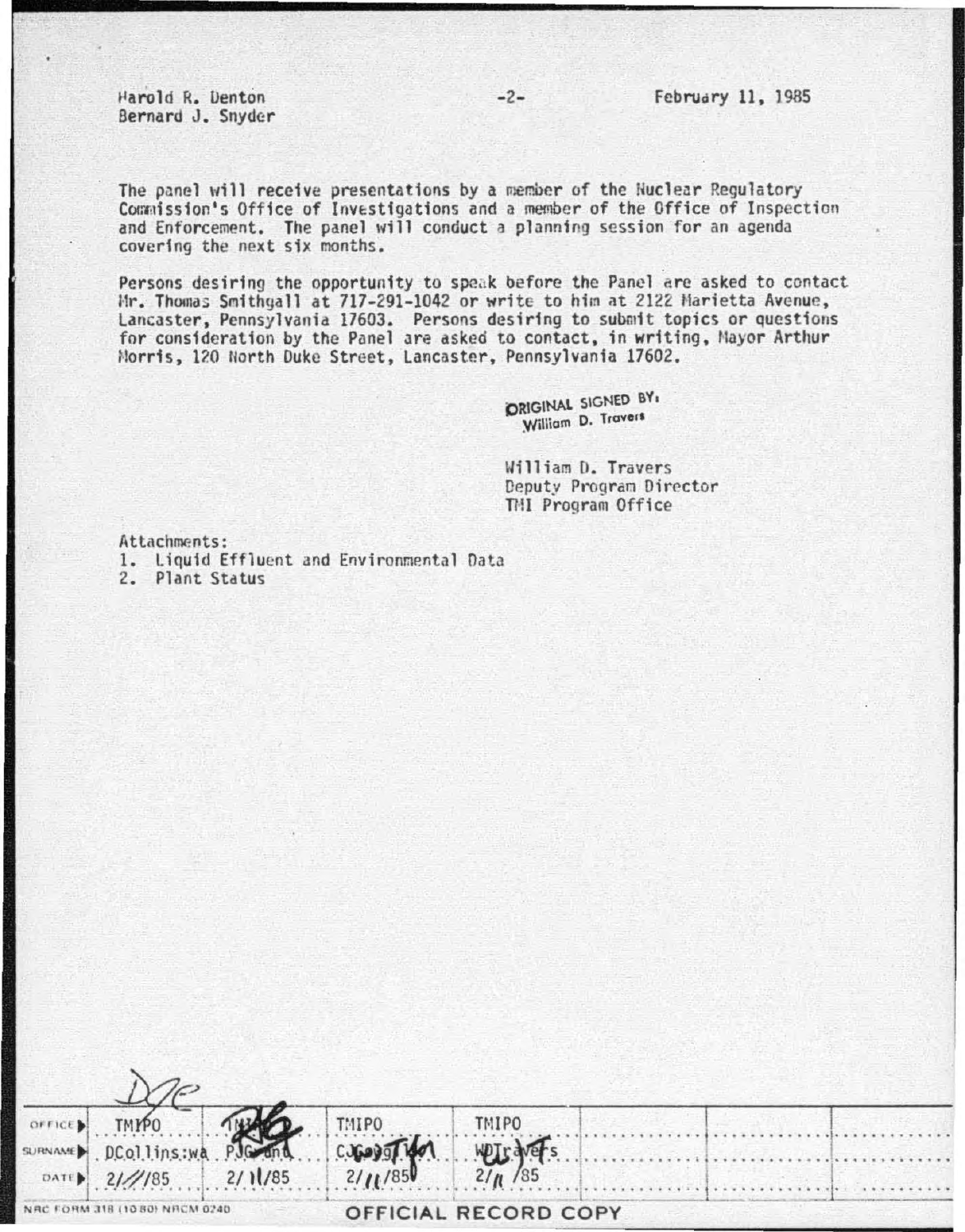Harold R. Denton
Bernard J. Snyder

February 11, 1985

The panel will receive presentations by a member of the Nuclear Regulatory Commission's Office of Investigations and a member of the Office of Inspection and Enforcement. The panel will conduct a planning session for an agenda covering the next six months.

Persons desiring the opportunity to speak before the Panel are asked to contact Mr. Thomas Smithgall at 717-291-1042 or write to him at 2122 Marietta Avenue, Lancaster, Pennsylvania 17603. Persons desiring to submit topics or questions for consideration by the Panel are asked to contact, in writing, Mayor Arthur Morris, 120 North Duke Street, Lancaster, Pennsylvania 17602.

ORIGINAL SIGNED BY:
William D. Travers

William D. Travers
Deputy Program Director
TMI Program Office

Attachments:
1. Liquid Effluent and Environmental Data
2. Plant Status

| OFFICE | TMIPO | TMIPO | TMIPO | TMIPO | | | |
|---|---|---|---|---|---|---|---|
| SURNAME | DCollins:wa | PJGrant | CCowgill | WDTravers | | | |
| DATE | 2/11/85 | 2/11/85 | 2/11/85 | 2/11/85 | | | |

NRC FORM 318 (10 80) NRCM 0240

OFFICIAL RECORD COPY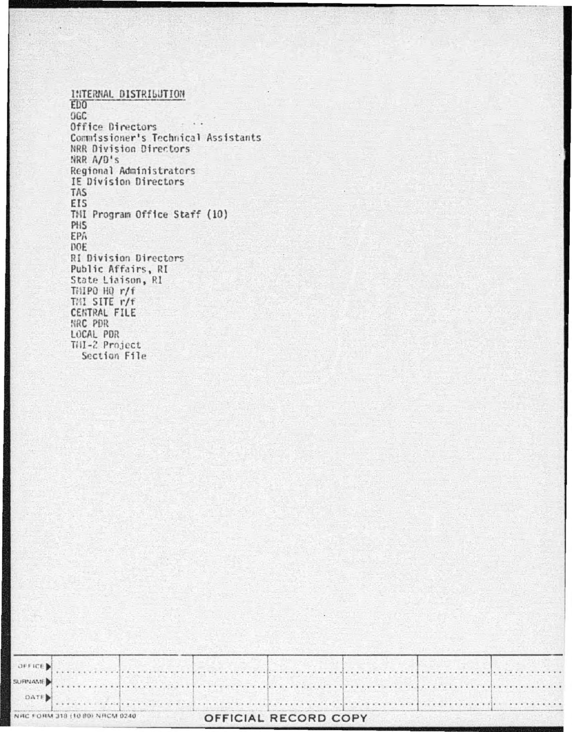INTERNAL DISTRIBUTION

EDO
OGC
Office Directors
Commissioner's Technical Assistants
NRR Division Directors
NRR A/D's
Regional Administrators
IE Division Directors
TAS
EIS
TMI Program Office Staff (10)
PHS
EPA
DOE
RI Division Directors
Public Affairs, RI
State Liaison, RI
TMIPO HQ r/f
TMI SITE r/f
CENTRAL FILE
NRC PDR
LOCAL PDR
TMI-2 Project
  Section File

| OFFICE ▶ | | | | | | | |
|---|---|---|---|---|---|---|---|
| SURNAME ▶ | | | | | | | |
| DATE ▶ | | | | | | | |

NRC FORM 318 (10 80) NRCM 0240

OFFICIAL RECORD COPY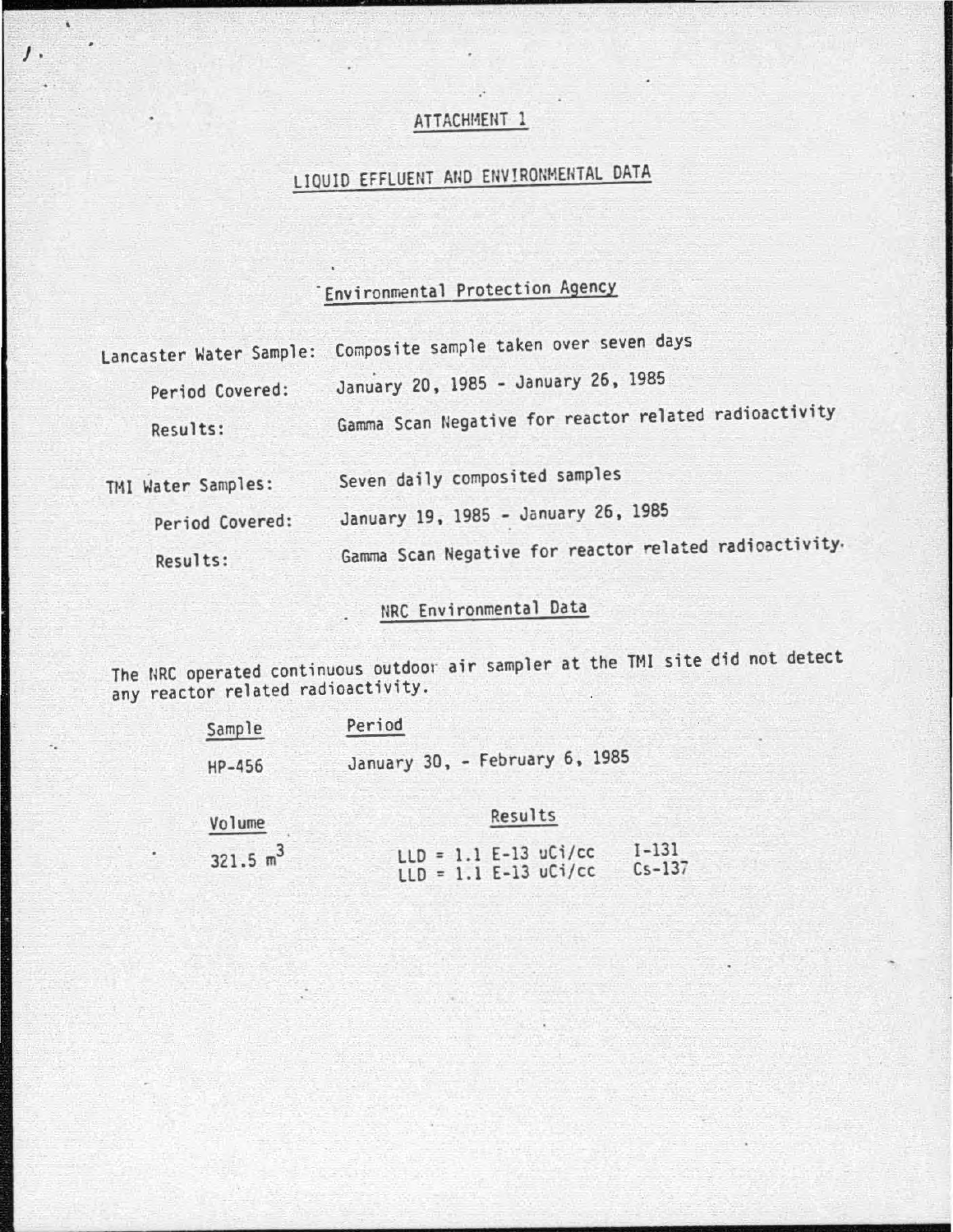# ATTACHMENT 1

## LIQUID EFFLUENT AND ENVIRONMENTAL DATA

### Environmental Protection Agency

Lancaster Water Sample: Composite sample taken over seven days

Period Covered: January 20, 1985 - January 26, 1985

Results: Gamma Scan Negative for reactor related radioactivity

TMI Water Samples: Seven daily composited samples

Period Covered: January 19, 1985 - January 26, 1985

Results: Gamma Scan Negative for reactor related radioactivity.

### NRC Environmental Data

The NRC operated continuous outdoor air sampler at the TMI site did not detect any reactor related radioactivity.

| Sample | Period |
|---|---|
| HP-456 | January 30, - February 6, 1985 |

| Volume | Results | |
|---|---|---|
| 321.5 $m^3$ | LLD = 1.1 E-13 uCi/cc | I-131 |
| | LLD = 1.1 E-13 uCi/cc | Cs-137 |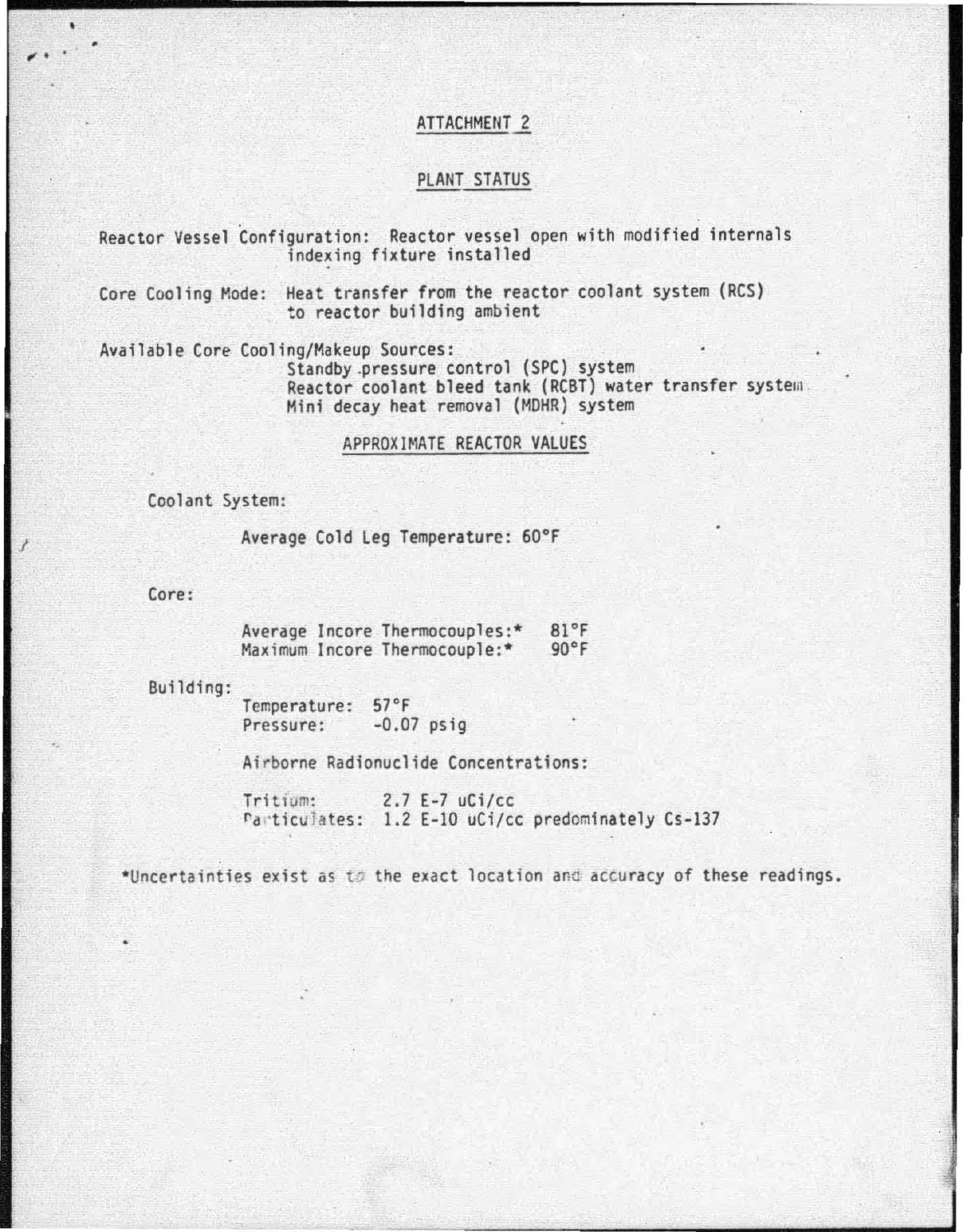# ATTACHMENT 2

## PLANT STATUS

Reactor Vessel Configuration: Reactor vessel open with modified internals indexing fixture installed

Core Cooling Mode: Heat transfer from the reactor coolant system (RCS) to reactor building ambient

Available Core Cooling/Makeup Sources:
- Standby pressure control (SPC) system
- Reactor coolant bleed tank (RCBT) water transfer system
- Mini decay heat removal (MDHR) system

### APPROXIMATE REACTOR VALUES

Coolant System:

Average Cold Leg Temperature: 60°F

Core:

Average Incore Thermocouples:* 81°F
Maximum Incore Thermocouple:* 90°F

Building:

Temperature: 57°F
Pressure: -0.07 psig

Airborne Radionuclide Concentrations:

Tritium: 2.7 E-7 uCi/cc
Particulates: 1.2 E-10 uCi/cc predominately Cs-137

*Uncertainties exist as to the exact location and accuracy of these readings.